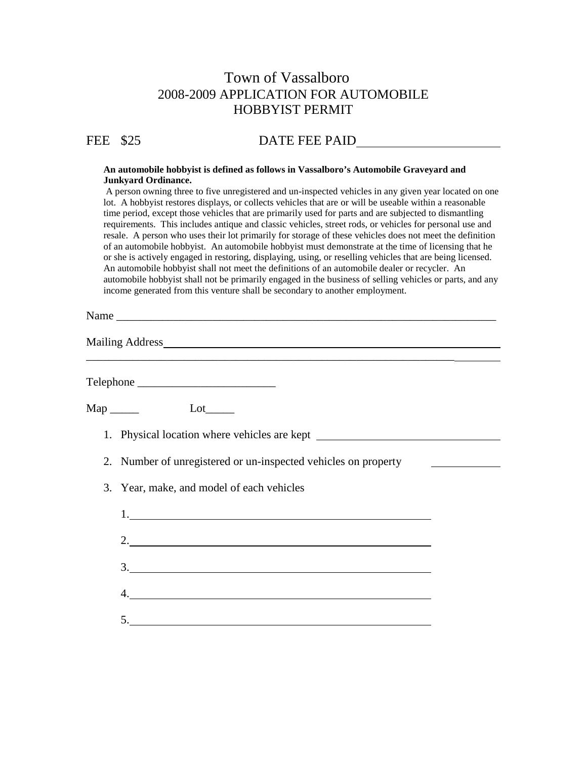# Town of Vassalboro
## 2008-2009 APPLICATION FOR AUTOMOBILE HOBBYIST PERMIT

FEE $25 DATE FEE PAID______________________

**An automobile hobbyist is defined as follows in Vassalboro's Automobile Graveyard and Junkyard Ordinance.**

A person owning three to five unregistered and un-inspected vehicles in any given year located on one lot. A hobbyist restores displays, or collects vehicles that are or will be useable within a reasonable time period, except those vehicles that are primarily used for parts and are subjected to dismantling requirements. This includes antique and classic vehicles, street rods, or vehicles for personal use and resale. A person who uses their lot primarily for storage of these vehicles does not meet the definition of an automobile hobbyist. An automobile hobbyist must demonstrate at the time of licensing that he or she is actively engaged in restoring, displaying, using, or reselling vehicles that are being licensed. An automobile hobbyist shall not meet the definitions of an automobile dealer or recycler. An automobile hobbyist shall not be primarily engaged in the business of selling vehicles or parts, and any income generated from this venture shall be secondary to another employment.

Name ______________________________________________________________________

Mailing Address______________________________________________________________

_____________________________________________________________________________

Telephone ________________________

Map _____ Lot_____

1. Physical location where vehicles are kept ________________________________
2. Number of unregistered or un-inspected vehicles on property ____________
3. Year, make, and model of each vehicles
   1. ______________________________________________________
   2. ______________________________________________________
   3. ______________________________________________________
   4. ______________________________________________________
   5. ______________________________________________________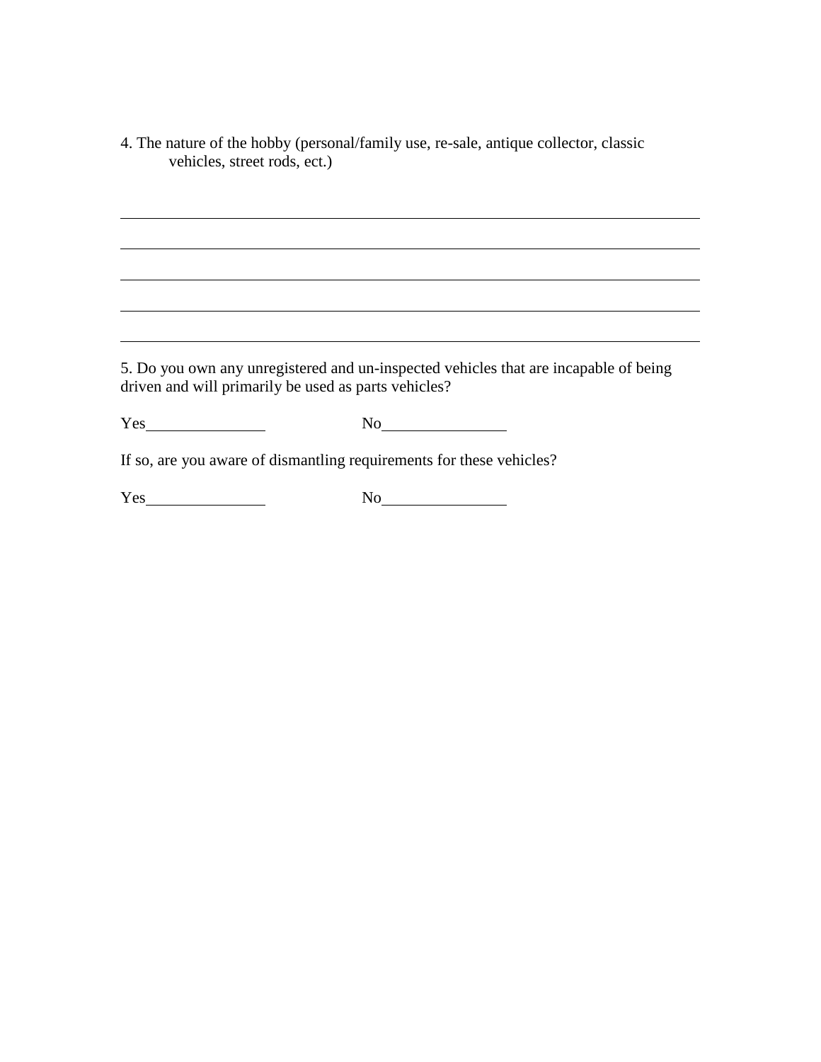4. The nature of the hobby (personal/family use, re-sale, antique collector, classic vehicles, street rods, ect.)

\_\_\_\_\_\_\_\_\_\_\_\_\_\_\_\_\_\_\_\_\_\_\_\_\_\_\_\_\_\_\_\_\_\_\_\_\_\_\_\_\_\_\_\_\_\_\_\_\_\_\_\_\_\_\_\_\_\_\_\_\_\_\_\_\_\_\_\_\_\_

\_\_\_\_\_\_\_\_\_\_\_\_\_\_\_\_\_\_\_\_\_\_\_\_\_\_\_\_\_\_\_\_\_\_\_\_\_\_\_\_\_\_\_\_\_\_\_\_\_\_\_\_\_\_\_\_\_\_\_\_\_\_\_\_\_\_\_\_\_\_

\_\_\_\_\_\_\_\_\_\_\_\_\_\_\_\_\_\_\_\_\_\_\_\_\_\_\_\_\_\_\_\_\_\_\_\_\_\_\_\_\_\_\_\_\_\_\_\_\_\_\_\_\_\_\_\_\_\_\_\_\_\_\_\_\_\_\_\_\_\_

\_\_\_\_\_\_\_\_\_\_\_\_\_\_\_\_\_\_\_\_\_\_\_\_\_\_\_\_\_\_\_\_\_\_\_\_\_\_\_\_\_\_\_\_\_\_\_\_\_\_\_\_\_\_\_\_\_\_\_\_\_\_\_\_\_\_\_\_\_\_

\_\_\_\_\_\_\_\_\_\_\_\_\_\_\_\_\_\_\_\_\_\_\_\_\_\_\_\_\_\_\_\_\_\_\_\_\_\_\_\_\_\_\_\_\_\_\_\_\_\_\_\_\_\_\_\_\_\_\_\_\_\_\_\_\_\_\_\_\_\_

5. Do you own any unregistered and un-inspected vehicles that are incapable of being driven and will primarily be used as parts vehicles?

Yes\_\_\_\_\_\_\_\_\_\_\_\_\_\_\_ No\_\_\_\_\_\_\_\_\_\_\_\_\_\_\_

If so, are you aware of dismantling requirements for these vehicles?

Yes\_\_\_\_\_\_\_\_\_\_\_\_\_\_\_ No\_\_\_\_\_\_\_\_\_\_\_\_\_\_\_